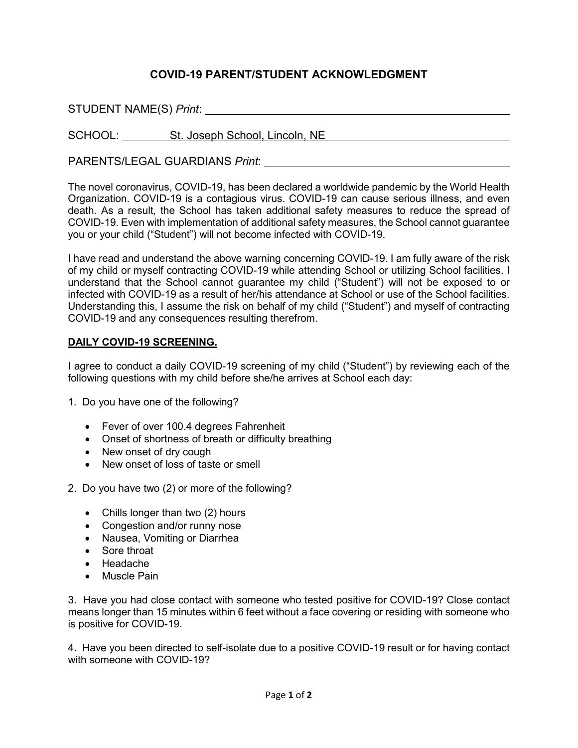# COVID-19 PARENT/STUDENT ACKNOWLEDGMENT

STUDENT NAME(S) *Print*: ______________________________________________

SCHOOL: St. Joseph School, Lincoln, NE

PARENTS/LEGAL GUARDIANS *Print*: ______________________________________

The novel coronavirus, COVID-19, has been declared a worldwide pandemic by the World Health Organization. COVID-19 is a contagious virus. COVID-19 can cause serious illness, and even death. As a result, the School has taken additional safety measures to reduce the spread of COVID-19. Even with implementation of additional safety measures, the School cannot guarantee you or your child ("Student") will not become infected with COVID-19.

I have read and understand the above warning concerning COVID-19. I am fully aware of the risk of my child or myself contracting COVID-19 while attending School or utilizing School facilities. I understand that the School cannot guarantee my child ("Student") will not be exposed to or infected with COVID-19 as a result of her/his attendance at School or use of the School facilities. Understanding this, I assume the risk on behalf of my child ("Student") and myself of contracting COVID-19 and any consequences resulting therefrom.

**DAILY COVID-19 SCREENING.**

I agree to conduct a daily COVID-19 screening of my child ("Student") by reviewing each of the following questions with my child before she/he arrives at School each day:

1. Do you have one of the following?
   - Fever of over 100.4 degrees Fahrenheit
   - Onset of shortness of breath or difficulty breathing
   - New onset of dry cough
   - New onset of loss of taste or smell

2. Do you have two (2) or more of the following?
   - Chills longer than two (2) hours
   - Congestion and/or runny nose
   - Nausea, Vomiting or Diarrhea
   - Sore throat
   - Headache
   - Muscle Pain

3. Have you had close contact with someone who tested positive for COVID-19? Close contact means longer than 15 minutes within 6 feet without a face covering or residing with someone who is positive for COVID-19.

4. Have you been directed to self-isolate due to a positive COVID-19 result or for having contact with someone with COVID-19?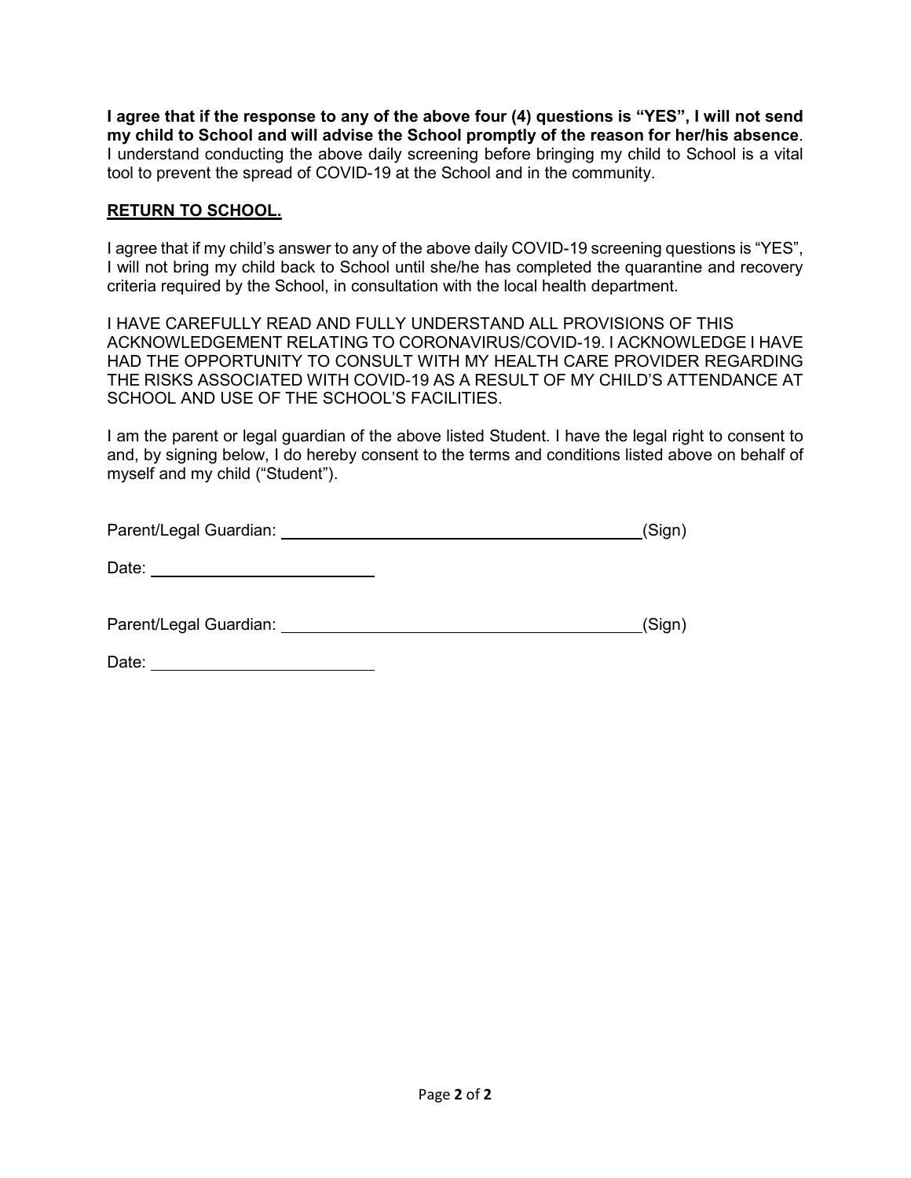**I agree that if the response to any of the above four (4) questions is "YES", I will not send my child to School and will advise the School promptly of the reason for her/his absence**. I understand conducting the above daily screening before bringing my child to School is a vital tool to prevent the spread of COVID-19 at the School and in the community.

**RETURN TO SCHOOL.**

I agree that if my child's answer to any of the above daily COVID-19 screening questions is "YES", I will not bring my child back to School until she/he has completed the quarantine and recovery criteria required by the School, in consultation with the local health department.

I HAVE CAREFULLY READ AND FULLY UNDERSTAND ALL PROVISIONS OF THIS ACKNOWLEDGEMENT RELATING TO CORONAVIRUS/COVID-19. I ACKNOWLEDGE I HAVE HAD THE OPPORTUNITY TO CONSULT WITH MY HEALTH CARE PROVIDER REGARDING THE RISKS ASSOCIATED WITH COVID-19 AS A RESULT OF MY CHILD'S ATTENDANCE AT SCHOOL AND USE OF THE SCHOOL'S FACILITIES.

I am the parent or legal guardian of the above listed Student. I have the legal right to consent to and, by signing below, I do hereby consent to the terms and conditions listed above on behalf of myself and my child ("Student").

Parent/Legal Guardian: ____________________________________ (Sign)

Date: ______________________

Parent/Legal Guardian: ____________________________________ (Sign)

Date: ______________________